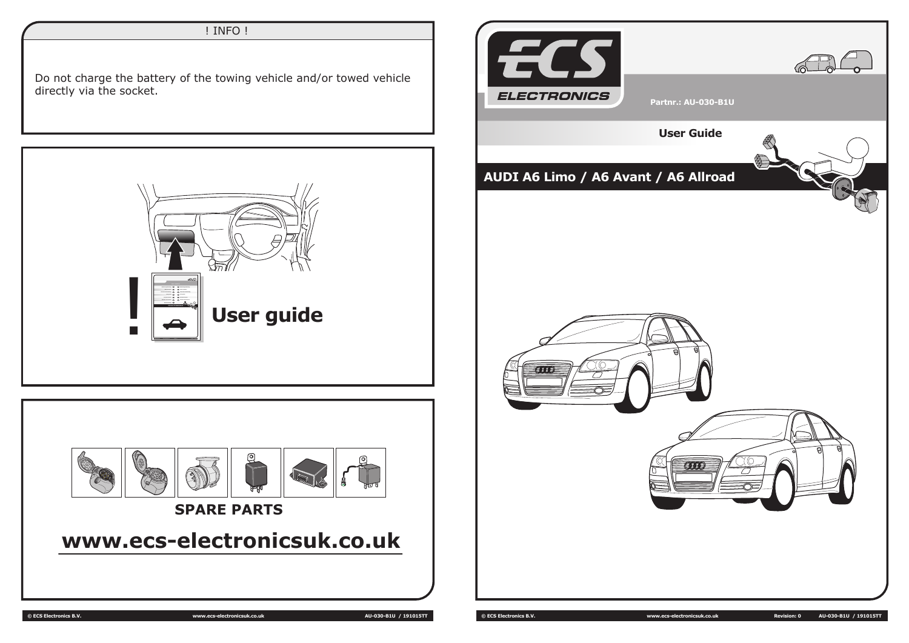! INFO !

Do not charge the battery of the towing vehicle and/or towed vehicle directly via the socket.

**User guide**

**SPARE PARTS**

**www.ecs-electronicsuk.co.uk**

ECS ELECTRONICS

**Partnr.: AU-030-B1U**

**User Guide**

## AUDI A6 Limo / A6 Avant / A6 Allroad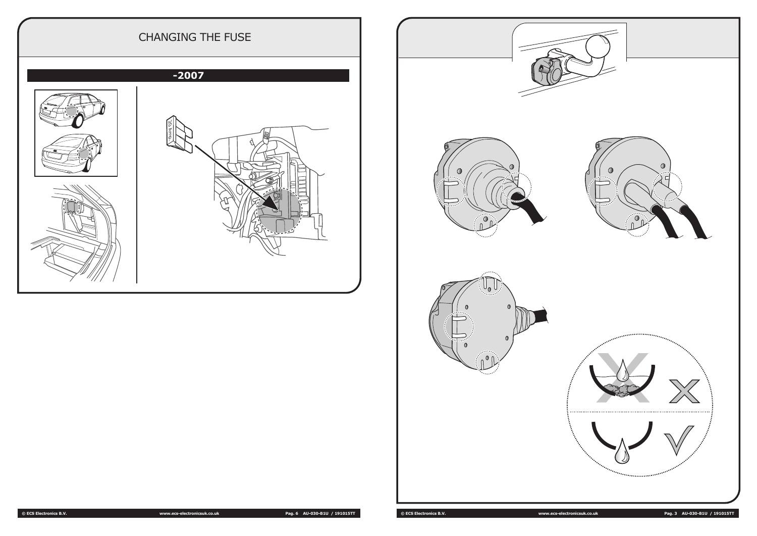# CHANGING THE FUSE

## -2007

20 Amp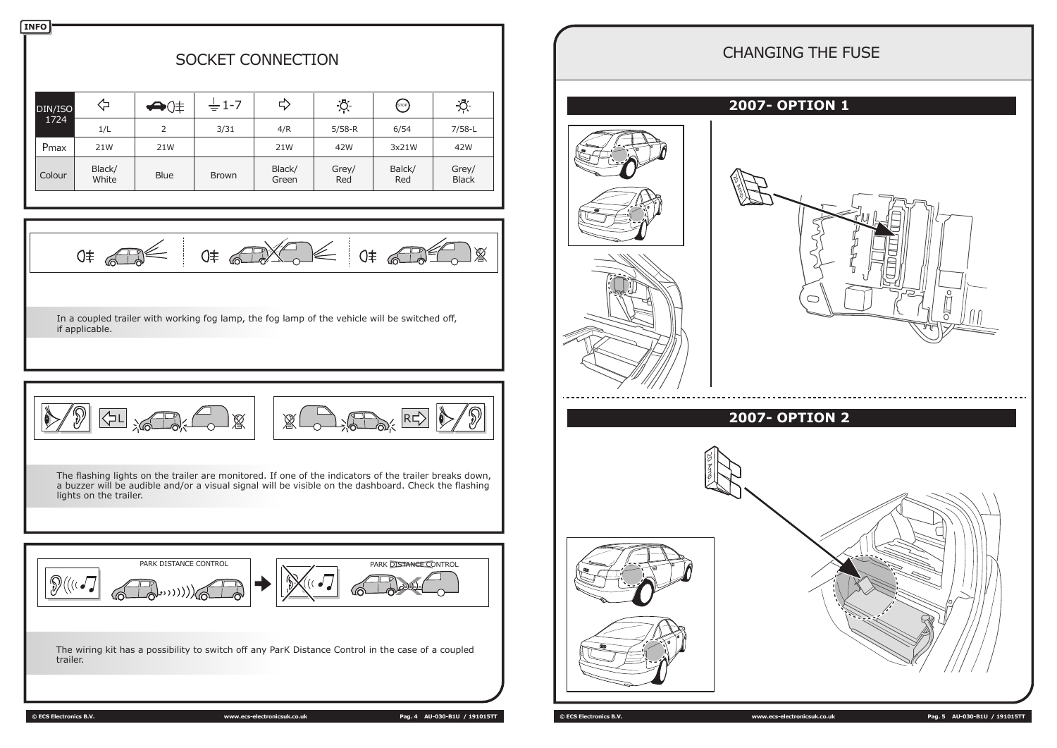INFO

## SOCKET CONNECTION

| DIN/ISO 1724 | | | 1-7 | | | STOP | |
|---|---|---|---|---|---|---|---|
| | 1/L | 2 | 3/31 | 4/R | 5/58-R | 6/54 | 7/58-L |
| Pmax | 21W | 21W | | 21W | 42W | 3x21W | 42W |
| Colour | Black/ White | Blue | Brown | Black/ Green | Grey/ Red | Balck/ Red | Grey/ Black |

In a coupled trailer with working fog lamp, the fog lamp of the vehicle will be switched off, if applicable.

The flashing lights on the trailer are monitored. If one of the indicators of the trailer breaks down, a buzzer will be audible and/or a visual signal will be visible on the dashboard. Check the flashing lights on the trailer.

PARK DISTANCE CONTROL

PARK DISTANCE CONTROL

The wiring kit has a possibility to switch off any ParK Distance Control in the case of a coupled trailer.

## CHANGING THE FUSE

### 2007- OPTION 1

### 2007- OPTION 2